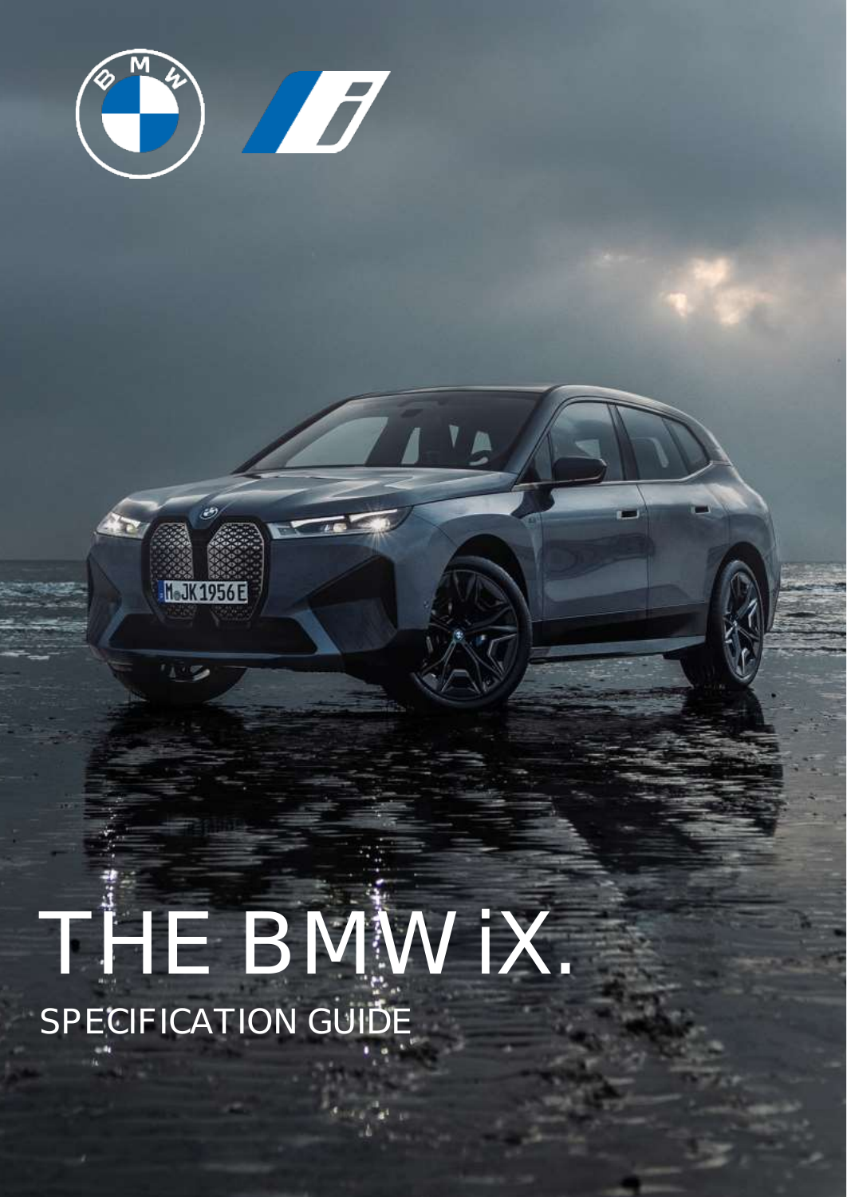# THE BMW iX.

## SPECIFICATION GUIDE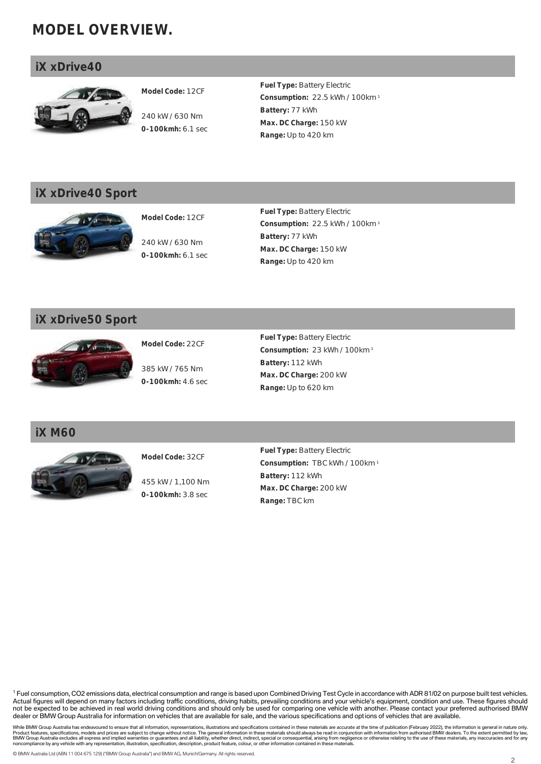# MODEL OVERVIEW.

## iX xDrive40

**Model Code:** 12CF

240 kW / 630 Nm
**0-100kmh:** 6.1 sec

**Fuel Type:** Battery Electric
**Consumption:** 22.5 kWh / 100km [1]
**Battery:** 77 kWh
**Max. DC Charge:** 150 kW
**Range:** Up to 420 km

## iX xDrive40 Sport

**Model Code:** 12CF

240 kW / 630 Nm
**0-100kmh:** 6.1 sec

**Fuel Type:** Battery Electric
**Consumption:** 22.5 kWh / 100km [1]
**Battery:** 77 kWh
**Max. DC Charge:** 150 kW
**Range:** Up to 420 km

## iX xDrive50 Sport

**Model Code:** 22CF

385 kW / 765 Nm
**0-100kmh:** 4.6 sec

**Fuel Type:** Battery Electric
**Consumption:** 23 kWh / 100km [1]
**Battery:** 112 kWh
**Max. DC Charge:** 200 kW
**Range:** Up to 620 km

## iX M60

**Model Code:** 32CF

455 kW / 1,100 Nm
**0-100kmh:** 3.8 sec

**Fuel Type:** Battery Electric
**Consumption:** TBC kWh / 100km [1]
**Battery:** 112 kWh
**Max. DC Charge:** 200 kW
**Range:** TBC km

[1] Fuel consumption, CO2 emissions data, electrical consumption and range is based upon Combined Driving Test Cycle in accordance with ADR 81/02 on purpose built test vehicles. Actual figures will depend on many factors including traffic conditions, driving habits, prevailing conditions and your vehicle's equipment, condition and use. These figures should not be expected to be achieved in real world driving conditions and should only be used for comparing one vehicle with another. Please contact your preferred authorised BMW dealer or BMW Group Australia for information on vehicles that are available for sale, and the various specifications and options of vehicles that are available.

While BMW Group Australia has endeavoured to ensure that all information, representations, illustrations and specifications contained in these materials are accurate at the time of publication (February 2022), the information is general in nature only. Product features, specifications, models and prices are subject to change without notice. The general information in these materials should always be read in conjunction with information from authorised BMW dealers. To the extent permitted by law, BMW Group Australia excludes all express and implied warranties or guarantees and all liability, whether direct, indirect, special or consequential, arising from negligence or otherwise relating to the use of these materials, any inaccuracies and for any noncompliance by any vehicle with any representation, illustration, specification, description, product feature, colour, or other information contained in these materials.

© BMW Australia Ltd (ABN 11 004 675 129) ("BMW Group Australia") and BMW AG, Munich/Germany. All rights reserved.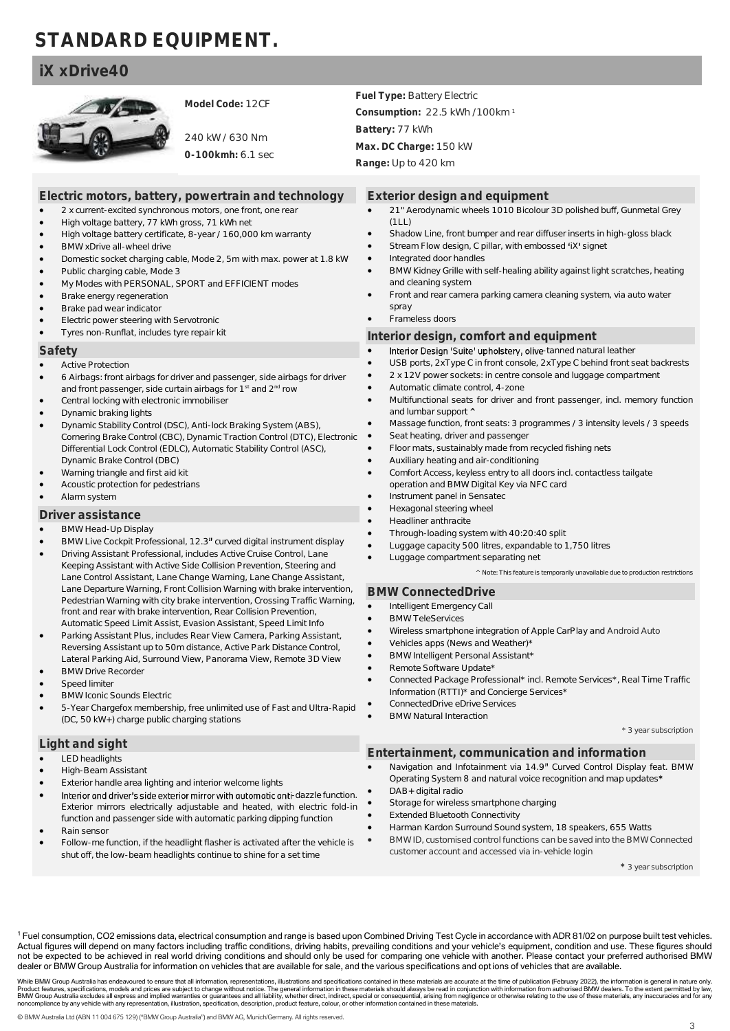# STANDARD EQUIPMENT.

## iX xDrive40

**Model Code:** 12CF

240 kW / 630 Nm

**0-100kmh:** 6.1 sec

**Fuel Type:** Battery Electric

**Consumption:** 22.5 kWh /100km [1]

**Battery:** 77 kWh

**Max. DC Charge:** 150 kW

**Range:** Up to 420 km

### Electric motors, battery, powertrain and technology

- 2 x current-excited synchronous motors, one front, one rear
- High voltage battery, 77 kWh gross, 71 kWh net
- High voltage battery certificate, 8-year / 160,000 km warranty
- BMW xDrive all-wheel drive
- Domestic socket charging cable, Mode 2, 5m with max. power at 1.8 kW
- Public charging cable, Mode 3
- My Modes with PERSONAL, SPORT and EFFICIENT modes
- Brake energy regeneration
- Brake pad wear indicator
- Electric power steering with Servotronic
- Tyres non-Runflat, includes tyre repair kit

### Safety

- Active Protection
- 6 Airbags: front airbags for driver and passenger, side airbags for driver and front passenger, side curtain airbags for 1st and 2nd row
- Central locking with electronic immobiliser
- Dynamic braking lights
- Dynamic Stability Control (DSC), Anti-lock Braking System (ABS), Cornering Brake Control (CBC), Dynamic Traction Control (DTC), Electronic Differential Lock Control (EDLC), Automatic Stability Control (ASC), Dynamic Brake Control (DBC)
- Warning triangle and first aid kit
- Acoustic protection for pedestrians
- Alarm system

### Driver assistance

- BMW Head-Up Display
- BMW Live Cockpit Professional, 12.3" curved digital instrument display
- Driving Assistant Professional, includes Active Cruise Control, Lane Keeping Assistant with Active Side Collision Prevention, Steering and Lane Control Assistant, Lane Change Warning, Lane Change Assistant, Lane Departure Warning, Front Collision Warning with brake intervention, Pedestrian Warning with city brake intervention, Crossing Traffic Warning, front and rear with brake intervention, Rear Collision Prevention, Automatic Speed Limit Assist, Evasion Assistant, Speed Limit Info
- Parking Assistant Plus, includes Rear View Camera, Parking Assistant, Reversing Assistant up to 50m distance, Active Park Distance Control, Lateral Parking Aid, Surround View, Panorama View, Remote 3D View
- BMW Drive Recorder
- Speed limiter
- BMW Iconic Sounds Electric
- 5-Year Chargefox membership, free unlimited use of Fast and Ultra-Rapid (DC, 50 kW+) charge public charging stations

### Light and sight

- LED headlights
- High-Beam Assistant
- Exterior handle area lighting and interior welcome lights
- Interior and driver's side exterior mirror with automatic anti-dazzle function. Exterior mirrors electrically adjustable and heated, with electric fold-in function and passenger side with automatic parking dipping function
- Rain sensor
- Follow-me function, if the headlight flasher is activated after the vehicle is shut off, the low-beam headlights continue to shine for a set time

### Exterior design and equipment

- 21" Aerodynamic wheels 1010 Bicolour 3D polished buff, Gunmetal Grey (1LL)
- Shadow Line, front bumper and rear diffuser inserts in high-gloss black
- Stream Flow design, C pillar, with embossed 'iX' signet
- Integrated door handles
- BMW Kidney Grille with self-healing ability against light scratches, heating and cleaning system
- Front and rear camera parking camera cleaning system, via auto water spray
- Frameless doors

### Interior design, comfort and equipment

- Interior Design 'Suite' upholstery, olive-tanned natural leather
- USB ports, 2xType C in front console, 2xType C behind front seat backrests
- 2 x 12V power sockets: in centre console and luggage compartment
- Automatic climate control, 4-zone
- Multifunctional seats for driver and front passenger, incl. memory function and lumbar support ^
- Massage function, front seats: 3 programmes / 3 intensity levels / 3 speeds
- Seat heating, driver and passenger
- Floor mats, sustainably made from recycled fishing nets
- Auxiliary heating and air-conditioning
- Comfort Access, keyless entry to all doors incl. contactless tailgate operation and BMW Digital Key via NFC card
- Instrument panel in Sensatec
- Hexagonal steering wheel
- Headliner anthracite
- Through-loading system with 40:20:40 split
- Luggage capacity 500 litres, expandable to 1,750 litres
- Luggage compartment separating net

^ Note: This feature is temporarily unavailable due to production restrictions

### BMW ConnectedDrive

- Intelligent Emergency Call
- BMW TeleServices
- Wireless smartphone integration of Apple CarPlay and Android Auto
- Vehicles apps (News and Weather)*
- BMW Intelligent Personal Assistant*
- Remote Software Update*
- Connected Package Professional* incl. Remote Services*, Real Time Traffic Information (RTTI)* and Concierge Services*
- ConnectedDrive eDrive Services
- BMW Natural Interaction

* 3 year subscription

### Entertainment, communication and information

- Navigation and Infotainment via 14.9" Curved Control Display feat. BMW Operating System 8 and natural voice recognition and map updates*
- DAB+ digital radio
- Storage for wireless smartphone charging
- Extended Bluetooth Connectivity
- Harman Kardon Surround Sound system, 18 speakers, 655 Watts
- BMW ID, customised control functions can be saved into the BMW Connected customer account and accessed via in-vehicle login

* 3 year subscription

[1] Fuel consumption, CO2 emissions data, electrical consumption and range is based upon Combined Driving Test Cycle in accordance with ADR 81/02 on purpose built test vehicles. Actual figures will depend on many factors including traffic conditions, driving habits, prevailing conditions and your vehicle's equipment, condition and use. These figures should not be expected to be achieved in real world driving conditions and should only be used for comparing one vehicle with another. Please contact your preferred authorised BMW dealer or BMW Group Australia for information on vehicles that are available for sale, and the various specifications and options of vehicles that are available.

While BMW Group Australia has endeavoured to ensure that all information, representations, illustrations and specifications contained in these materials are accurate at the time of publication (February 2022), the information is general in nature only. Product features, specifications, models and prices are subject to change without notice. The general information in these materials should always be read in conjunction with information from authorised BMW dealers. To the extent permitted by law, BMW Group Australia excludes all express and implied warranties or guarantees and all liability, whether direct, indirect, special or consequential, arising from negligence or otherwise relating to the use of these materials, any inaccuracies and for any noncompliance by any vehicle with any representation, illustration, specification, description, product feature, colour, or other information contained in these materials.

© BMW Australia Ltd (ABN 11 004 675 129) ("BMW Group Australia") and BMW AG, Munich/Germany. All rights reserved.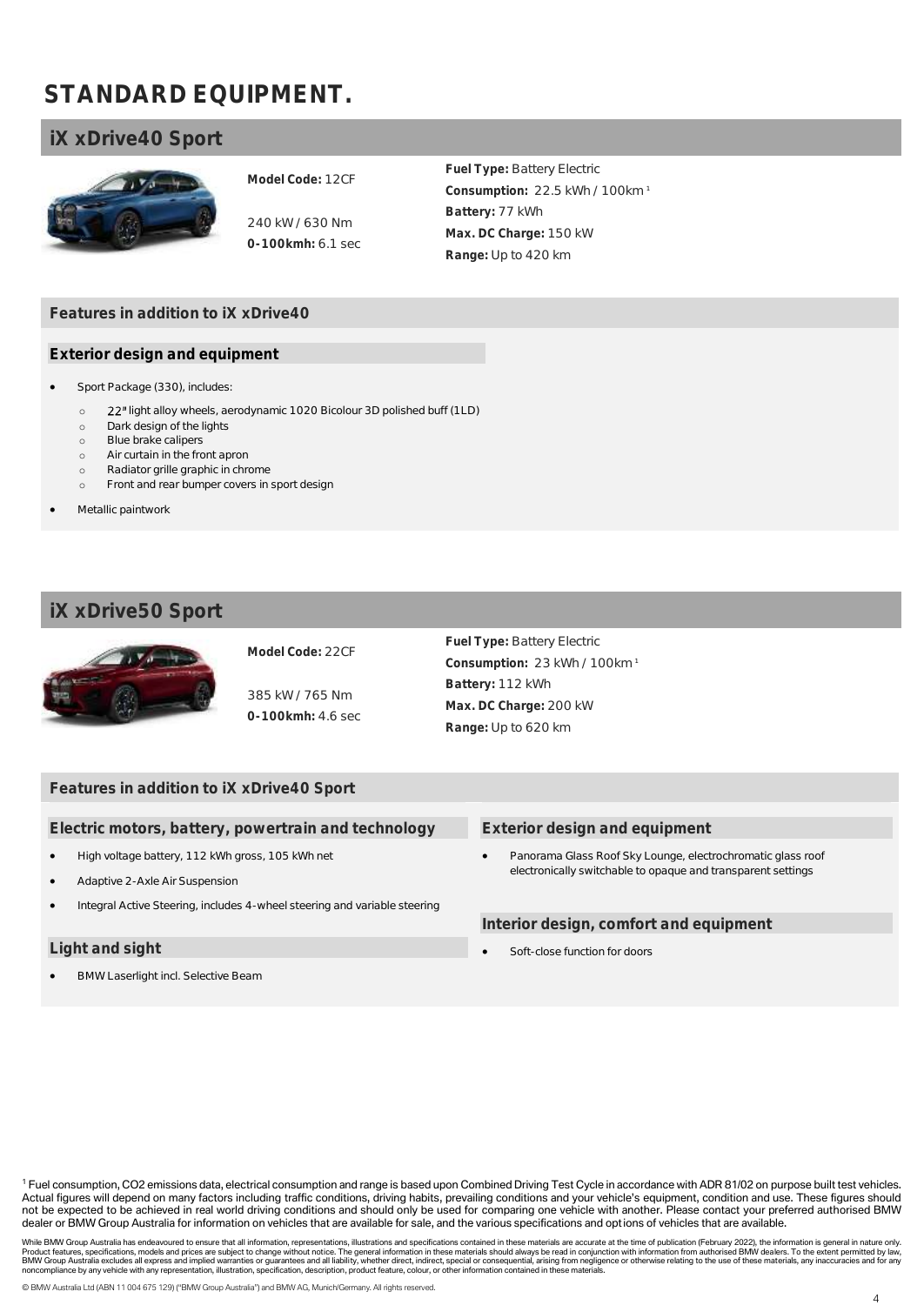# STANDARD EQUIPMENT.

## iX xDrive40 Sport

**Model Code:** 12CF

240 kW / 630 Nm
**0-100kmh:** 6.1 sec

**Fuel Type:** Battery Electric
**Consumption:** 22.5 kWh / 100km [1]
**Battery:** 77 kWh
**Max. DC Charge:** 150 kW
**Range:** Up to 420 km

### Features in addition to iX xDrive40

#### Exterior design and equipment

- Sport Package (330), includes:
  - 22" light alloy wheels, aerodynamic 1020 Bicolour 3D polished buff (1LD)
  - Dark design of the lights
  - Blue brake calipers
  - Air curtain in the front apron
  - Radiator grille graphic in chrome
  - Front and rear bumper covers in sport design
- Metallic paintwork

## iX xDrive50 Sport

**Model Code:** 22CF

385 kW / 765 Nm
**0-100kmh:** 4.6 sec

**Fuel Type:** Battery Electric
**Consumption:** 23 kWh / 100km [1]
**Battery:** 112 kWh
**Max. DC Charge:** 200 kW
**Range:** Up to 620 km

### Features in addition to iX xDrive40 Sport

#### Electric motors, battery, powertrain and technology

- High voltage battery, 112 kWh gross, 105 kWh net
- Adaptive 2-Axle Air Suspension
- Integral Active Steering, includes 4-wheel steering and variable steering

#### Light and sight

- BMW Laserlight incl. Selective Beam

#### Exterior design and equipment

- Panorama Glass Roof Sky Lounge, electrochromatic glass roof electronically switchable to opaque and transparent settings

#### Interior design, comfort and equipment

- Soft-close function for doors

[1] Fuel consumption, CO2 emissions data, electrical consumption and range is based upon Combined Driving Test Cycle in accordance with ADR 81/02 on purpose built test vehicles. Actual figures will depend on many factors including traffic conditions, driving habits, prevailing conditions and your vehicle's equipment, condition and use. These figures should not be expected to be achieved in real world driving conditions and should only be used for comparing one vehicle with another. Please contact your preferred authorised BMW dealer or BMW Group Australia for information on vehicles that are available for sale, and the various specifications and options of vehicles that are available.

While BMW Group Australia has endeavoured to ensure that all information, representations, illustrations and specifications contained in these materials are accurate at the time of publication (February 2022), the information is general in nature only. Product features, specifications, models and prices are subject to change without notice. The general information in these materials should always be read in conjunction with information from authorised BMW dealers. To the extent permitted by law, BMW Group Australia excludes all express and implied warranties or guarantees and all liability, whether direct, indirect, special or consequential, arising from negligence or otherwise relating to the use of these materials, any inaccuracies and for any noncompliance by any vehicle with any representation, illustration, specification, description, product feature, colour, or other information contained in these materials.

© BMW Australia Ltd (ABN 11 004 675 129) ("BMW Group Australia") and BMW AG, Munich/Germany. All rights reserved.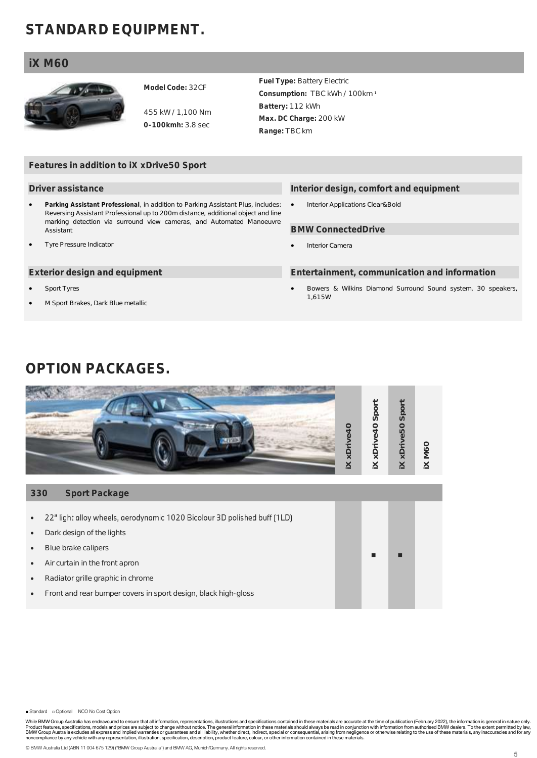# STANDARD EQUIPMENT.

## iX M60

**Model Code:** 32CF

455 kW / 1,100 Nm
**0-100kmh:** 3.8 sec

**Fuel Type:** Battery Electric
**Consumption:** TBC kWh / 100km [1]
**Battery:** 112 kWh
**Max. DC Charge:** 200 kW
**Range:** TBC km

### Features in addition to iX xDrive50 Sport

#### Driver assistance

- **Parking Assistant Professional**, in addition to Parking Assistant Plus, includes: Reversing Assistant Professional up to 200m distance, additional object and line marking detection via surround view cameras, and Automated Manoeuvre Assistant
- Tyre Pressure Indicator

#### Exterior design and equipment

- Sport Tyres
- M Sport Brakes, Dark Blue metallic

#### Interior design, comfort and equipment

- Interior Applications Clear&Bold

#### BMW ConnectedDrive

- Interior Camera

#### Entertainment, communication and information

- Bowers & Wilkins Diamond Surround Sound system, 30 speakers, 1,615W

# OPTION PACKAGES.

| | iX xDrive40 | iX xDrive40 Sport | iX xDrive50 Sport | iX M60 |
|---|---|---|---|---|
| **330 Sport Package** | | | | |
| • 22" light alloy wheels, aerodynamic 1020 Bicolour 3D polished buff (1LD)<br>• Dark design of the lights<br>• Blue brake calipers<br>• Air curtain in the front apron<br>• Radiator grille graphic in chrome<br>• Front and rear bumper covers in sport design, black high-gloss | | ■ | ■ | |

■ Standard □ Optional NCO No Cost Option

While BMW Group Australia has endeavoured to ensure that all information, representations, illustrations and specifications contained in these materials are accurate at the time of publication (February 2022), the information is general in nature only. Product features, specifications, models and prices are subject to change without notice. The general information in these materials should always be read in conjunction with information from authorised BMW dealers. To the extent permitted by law, BMW Group Australia excludes all express and implied warranties or guarantees and all liability, whether direct, indirect, special or consequential, arising from negligence or otherwise relating to the use of these materials, any inaccuracies and for any noncompliance by any vehicle with any representation, illustration, specification, description, product feature, colour, or other information contained in these materials.

© BMW Australia Ltd (ABN 11 004 675 129) ("BMW Group Australia") and BMW AG, Munich/Germany. All rights reserved.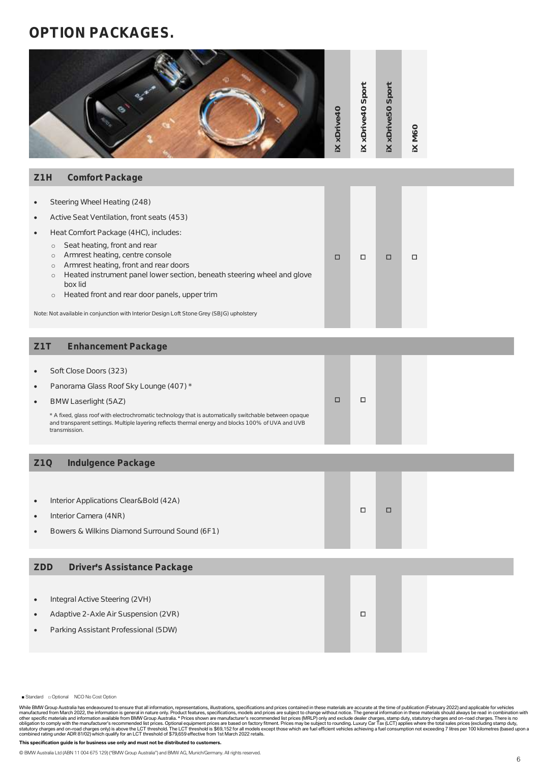# OPTION PACKAGES.

| Package | iX xDrive40 | iX xDrive40 Sport | iX xDrive50 Sport | iX M60 |
|---|---|---|---|---|
| **Z1H Comfort Package** | | | | |
| • Steering Wheel Heating (248)<br>• Active Seat Ventilation, front seats (453)<br>• Heat Comfort Package (4HC), includes:<br>○ Seat heating, front and rear<br>○ Armrest heating, centre console<br>○ Armrest heating, front and rear doors<br>○ Heated instrument panel lower section, beneath steering wheel and glove box lid<br>○ Heated front and rear door panels, upper trim<br><br>Note: Not available in conjunction with Interior Design Loft Stone Grey (SBJG) upholstery | □ | □ | □ | □ |
| **Z1T Enhancement Package** | | | | |
| • Soft Close Doors (323)<br>• Panorama Glass Roof Sky Lounge (407) *<br>• BMW Laserlight (5AZ)<br><br>* A fixed, glass roof with electrochromatic technology that is automatically switchable between opaque and transparent settings. Multiple layering reflects thermal energy and blocks 100% of UVA and UVB transmission. | □ | □ | | |
| **Z1Q Indulgence Package** | | | | |
| • Interior Applications Clear&Bold (42A)<br>• Interior Camera (4NR)<br>• Bowers & Wilkins Diamond Surround Sound (6F1) | | □ | □ | |
| **ZDD Driver's Assistance Package** | | | | |
| • Integral Active Steering (2VH)<br>• Adaptive 2-Axle Air Suspension (2VR)<br>• Parking Assistant Professional (5DW) | | □ | | |

■ Standard □ Optional NCO No Cost Option

While BMW Group Australia has endeavoured to ensure that all information, representations, illustrations, specifications and prices contained in these materials are accurate at the time of publication (February 2022) and applicable for vehicles manufactured from March 2022, the information is general in nature only. Product features, specifications, models and prices are subject to change without notice. The general information in these materials should always be read in combination with other specific materials and information available from BMW Group Australia. * Prices shown are manufacturer's recommended list prices (MRLP) only and exclude dealer charges, stamp duty, statutory charges and on-road charges. There is no obligation to comply with the manufacturer's recommended list prices. Optional equipment prices are based on factory fitment. Prices may be subject to rounding. Luxury Car Tax (LCT) applies where the total sales prices (excluding stamp duty, statutory charges and on-road charges only) is above the LCT threshold. The LCT threshold is $69,152 for all models except those which are fuel efficient vehicles achieving a fuel consumption not exceeding 7 litres per 100 kilometres (based upon a combined rating under ADR 81/02) which qualify for an LCT threshold of $79,659 effective from 1st March 2022 retails.

**This specification guide is for business use only and must not be distributed to customers.**

© BMW Australia Ltd (ABN 11 004 675 129) ("BMW Group Australia") and BMW AG, Munich/Germany. All rights reserved.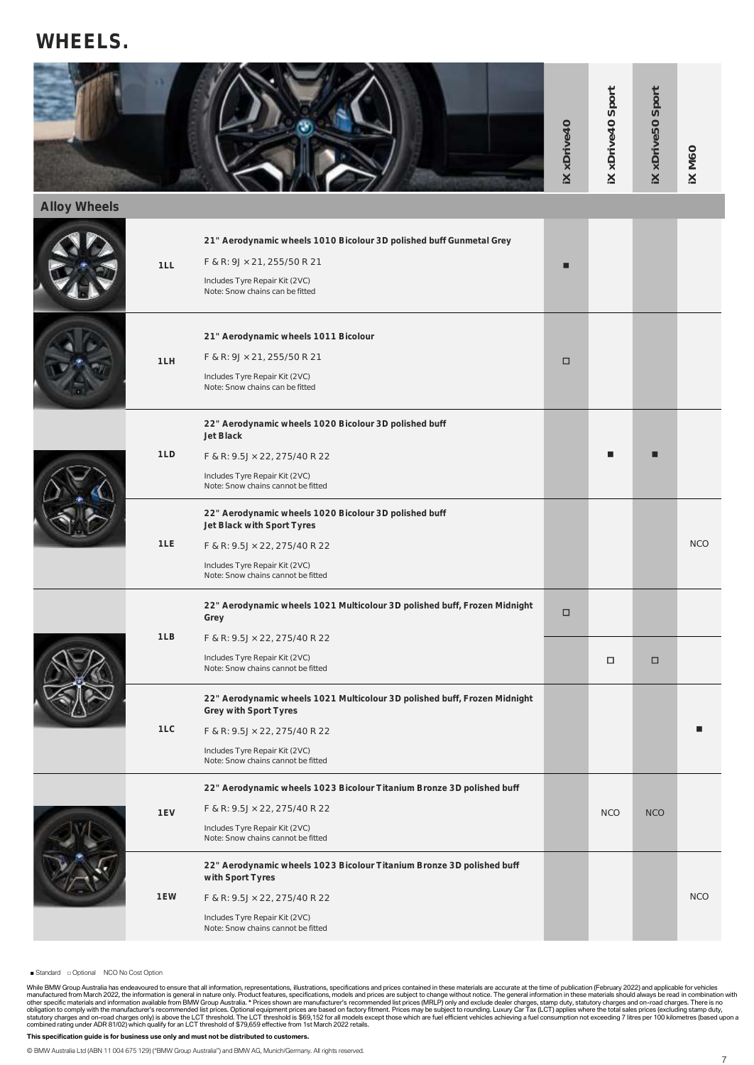# WHEELS.

| Code | Description | iX xDrive40 | iX xDrive40 Sport | iX xDrive50 Sport | iX M60 |
|---|---|---|---|---|---|
| **Alloy Wheels** | | | | | |
| 1LL | **21" Aerodynamic wheels 1010 Bicolour 3D polished buff Gunmetal Grey**<br>F & R: 9J × 21, 255/50 R 21<br>Includes Tyre Repair Kit (2VC)<br>Note: Snow chains can be fitted | ■ | | | |
| 1LH | **21" Aerodynamic wheels 1011 Bicolour**<br>F & R: 9J × 21, 255/50 R 21<br>Includes Tyre Repair Kit (2VC)<br>Note: Snow chains can be fitted | □ | | | |
| 1LD | **22" Aerodynamic wheels 1020 Bicolour 3D polished buff Jet Black**<br>F & R: 9.5J × 22, 275/40 R 22<br>Includes Tyre Repair Kit (2VC)<br>Note: Snow chains cannot be fitted | | ■ | ■ | |
| 1LE | **22" Aerodynamic wheels 1020 Bicolour 3D polished buff Jet Black with Sport Tyres**<br>F & R: 9.5J × 22, 275/40 R 22<br>Includes Tyre Repair Kit (2VC)<br>Note: Snow chains cannot be fitted | | | | NCO |
| 1LB | **22" Aerodynamic wheels 1021 Multicolour 3D polished buff, Frozen Midnight Grey**<br>F & R: 9.5J × 22, 275/40 R 22<br>Includes Tyre Repair Kit (2VC)<br>Note: Snow chains cannot be fitted | □ | □ | □ | |
| 1LC | **22" Aerodynamic wheels 1021 Multicolour 3D polished buff, Frozen Midnight Grey with Sport Tyres**<br>F & R: 9.5J × 22, 275/40 R 22<br>Includes Tyre Repair Kit (2VC)<br>Note: Snow chains cannot be fitted | | | | ■ |
| 1EV | **22" Aerodynamic wheels 1023 Bicolour Titanium Bronze 3D polished buff**<br>F & R: 9.5J × 22, 275/40 R 22<br>Includes Tyre Repair Kit (2VC)<br>Note: Snow chains cannot be fitted | | NCO | NCO | |
| 1EW | **22" Aerodynamic wheels 1023 Bicolour Titanium Bronze 3D polished buff with Sport Tyres**<br>F & R: 9.5J × 22, 275/40 R 22<br>Includes Tyre Repair Kit (2VC)<br>Note: Snow chains cannot be fitted | | | | NCO |

■ Standard □ Optional NCO No Cost Option

While BMW Group Australia has endeavoured to ensure that all information, representations, illustrations, specifications and prices contained in these materials are accurate at the time of publication (February 2022) and applicable for vehicles manufactured from March 2022, the information is general in nature only. Product features, specifications, models and prices are subject to change without notice. The general information in these materials should always be read in combination with other specific materials and information available from BMW Group Australia. * Prices shown are manufacturer's recommended list prices (MRLP) only and exclude dealer charges, stamp duty, statutory charges and on-road charges. There is no obligation to comply with the manufacturer's recommended list prices. Optional equipment prices are based on factory fitment. Prices may be subject to rounding. Luxury Car Tax (LCT) applies where the total sales prices (excluding stamp duty, statutory charges and on-road charges only) is above the LCT threshold. The LCT threshold is $69,152 for all models except those which are fuel efficient vehicles achieving a fuel consumption not exceeding 7 litres per 100 kilometres (based upon a combined rating under ADR 81/02) which qualify for an LCT threshold of $79,659 effective from 1st March 2022 retails.

**This specification guide is for business use only and must not be distributed to customers.**

© BMW Australia Ltd (ABN 11 004 675 129) ("BMW Group Australia") and BMW AG, Munich/Germany. All rights reserved.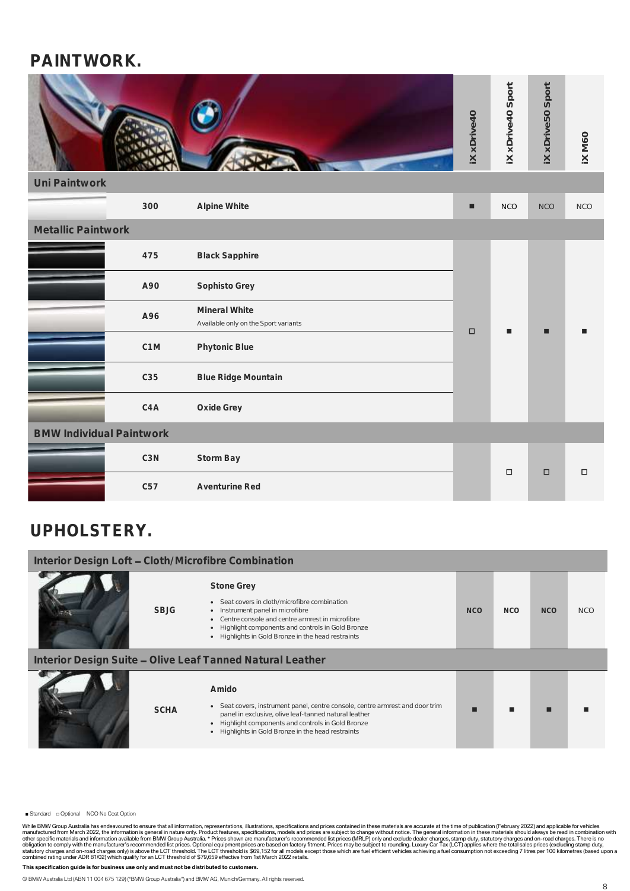# PAINTWORK.

| | | iX xDrive40 | iX xDrive40 Sport | iX xDrive50 Sport | iX M60 |
|---|---|---|---|---|---|
| **Uni Paintwork** | | | | | |
| 300 | **Alpine White** | ■ | NCO | NCO | NCO |
| **Metallic Paintwork** | | | | | |
| 475 | **Black Sapphire** | □ | ■ | ■ | ■ |
| A90 | **Sophisto Grey** | □ | ■ | ■ | ■ |
| A96 | **Mineral White**<br>Available only on the Sport variants | □ | ■ | ■ | ■ |
| C1M | **Phytonic Blue** | □ | ■ | ■ | ■ |
| C35 | **Blue Ridge Mountain** | □ | ■ | ■ | ■ |
| C4A | **Oxide Grey** | □ | ■ | ■ | ■ |
| **BMW Individual Paintwork** | | | | | |
| C3N | **Storm Bay** | | □ | □ | □ |
| C57 | **Aventurine Red** | | □ | □ | □ |

# UPHOLSTERY.

| | | iX xDrive40 | iX xDrive40 Sport | iX xDrive50 Sport | iX M60 |
|---|---|---|---|---|---|
| **Interior Design Loft – Cloth/Microfibre Combination** | | | | | |
| SBJG | **Stone Grey**<br>• Seat covers in cloth/microfibre combination<br>• Instrument panel in microfibre<br>• Centre console and centre armrest in microfibre<br>• Highlight components and controls in Gold Bronze<br>• Highlights in Gold Bronze in the head restraints | NCO | NCO | NCO | NCO |
| **Interior Design Suite – Olive Leaf Tanned Natural Leather** | | | | | |
| SCHA | **Amido**<br>• Seat covers, instrument panel, centre console, centre armrest and door trim panel in exclusive, olive leaf-tanned natural leather<br>• Highlight components and controls in Gold Bronze<br>• Highlights in Gold Bronze in the head restraints | ■ | ■ | ■ | ■ |

■ Standard □ Optional NCO No Cost Option

While BMW Group Australia has endeavoured to ensure that all information, representations, illustrations, specifications and prices contained in these materials are accurate at the time of publication (February 2022) and applicable for vehicles manufactured from March 2022, the information is general in nature only. Product features, specifications, models and prices are subject to change without notice. The general information in these materials should always be read in combination with other specific materials and information available from BMW Group Australia. * Prices shown are manufacturer's recommended list prices (MRLP) only and exclude dealer charges, stamp duty, statutory charges and on-road charges. There is no obligation to comply with the manufacturer's recommended list prices. Optional equipment prices are based on factory fitment. Prices may be subject to rounding. Luxury Car Tax (LCT) applies where the total sales prices (excluding stamp duty, statutory charges and on-road charges only) is above the LCT threshold. The LCT threshold is $69,152 for all models except those which are fuel efficient vehicles achieving a fuel consumption not exceeding 7 litres per 100 kilometres (based upon a combined rating under ADR 81/02) which qualify for an LCT threshold of $79,659 effective from 1st March 2022 retails.

**This specification guide is for business use only and must not be distributed to customers.**

© BMW Australia Ltd (ABN 11 004 675 129) ("BMW Group Australia") and BMW AG, Munich/Germany. All rights reserved.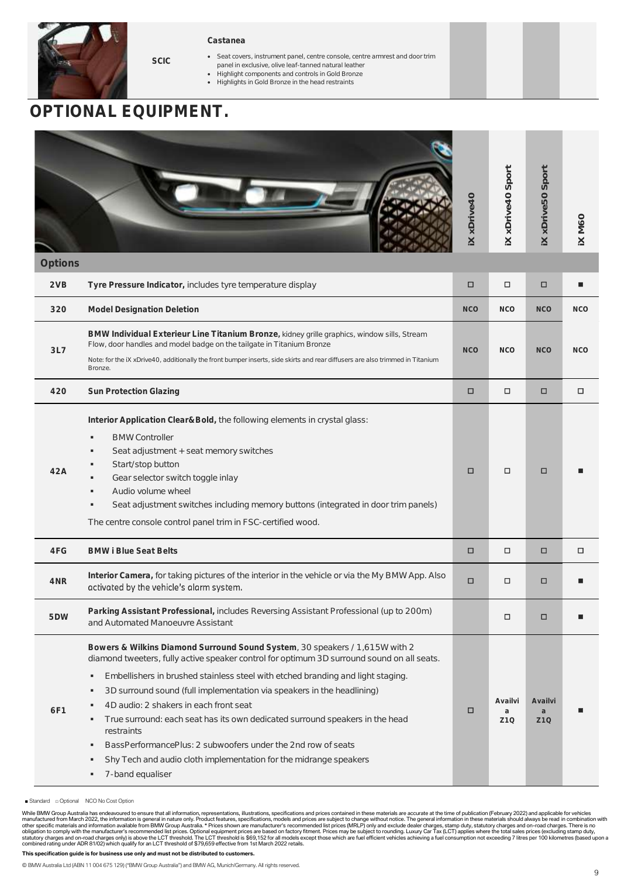| | | | | | |
|---|---|---|---|---|---|
| SCIC | **Castanea**<br>• Seat covers, instrument panel, centre console, centre armrest and door trim panel in exclusive, olive leaf-tanned natural leather<br>• Highlight components and controls in Gold Bronze<br>• Highlights in Gold Bronze in the head restraints | | | | |

# OPTIONAL EQUIPMENT.

| Options | | iX xDrive40 | iX xDrive40 Sport | iX xDrive50 Sport | iX M60 |
|---|---|---|---|---|---|
| 2VB | **Tyre Pressure Indicator,** includes tyre temperature display | □ | □ | □ | ■ |
| 320 | **Model Designation Deletion** | NCO | NCO | NCO | NCO |
| 3L7 | **BMW Individual Exterieur Line Titanium Bronze,** kidney grille graphics, window sills, Stream Flow, door handles and model badge on the tailgate in Titanium Bronze<br>Note: for the iX xDrive40, additionally the front bumper inserts, side skirts and rear diffusers are also trimmed in Titanium Bronze. | NCO | NCO | NCO | NCO |
| 420 | **Sun Protection Glazing** | □ | □ | □ | □ |
| 42A | **Interior Application Clear&Bold,** the following elements in crystal glass:<br>• BMW Controller<br>• Seat adjustment + seat memory switches<br>• Start/stop button<br>• Gear selector switch toggle inlay<br>• Audio volume wheel<br>• Seat adjustment switches including memory buttons (integrated in door trim panels)<br>The centre console control panel trim in FSC-certified wood. | □ | □ | □ | ■ |
| 4FG | **BMW i Blue Seat Belts** | □ | □ | □ | □ |
| 4NR | **Interior Camera,** for taking pictures of the interior in the vehicle or via the My BMW App. Also activated by the vehicle's alarm system. | □ | □ | □ | ■ |
| 5DW | **Parking Assistant Professional,** includes Reversing Assistant Professional (up to 200m) and Automated Manoeuvre Assistant | | □ | □ | ■ |
| 6F1 | **Bowers & Wilkins Diamond Surround Sound System**, 30 speakers / 1,615W with 2 diamond tweeters, fully active speaker control for optimum 3D surround sound on all seats.<br>• Embellishers in brushed stainless steel with etched branding and light staging.<br>• 3D surround sound (full implementation via speakers in the headlining)<br>• 4D audio: 2 shakers in each front seat<br>• True surround: each seat has its own dedicated surround speakers in the head restraints<br>• BassPerformancePlus: 2 subwoofers under the 2nd row of seats<br>• Shy Tech and audio cloth implementation for the midrange speakers<br>• 7-band equaliser | □ | Availvia Z1Q | Availvia Z1Q | ■ |

■ Standard □ Optional NCO No Cost Option

While BMW Group Australia has endeavoured to ensure that all information, representations, illustrations, specifications and prices contained in these materials are accurate at the time of publication (February 2022) and applicable for vehicles manufactured from March 2022, the information is general in nature only. Product features, specifications, models and prices are subject to change without notice. The general information in these materials should always be read in combination with other specific materials and information available from BMW Group Australia. * Prices shown are manufacturer's recommended list prices (MRLP) only and exclude dealer charges, stamp duty, statutory charges and on-road charges. There is no obligation to comply with the manufacturer's recommended list prices. Optional equipment prices are based on factory fitment. Prices may be subject to rounding. Luxury Car Tax (LCT) applies where the total sales prices (excluding stamp duty, statutory charges and on-road charges only) is above the LCT threshold. The LCT threshold is $69,152 for all models except those which are fuel efficient vehicles achieving a fuel consumption not exceeding 7 litres per 100 kilometres (based upon a combined rating under ADR 81/02) which qualify for an LCT threshold of $79,659 effective from 1st March 2022 retails.

**This specification guide is for business use only and must not be distributed to customers.**

© BMW Australia Ltd (ABN 11 004 675 129) ("BMW Group Australia") and BMW AG, Munich/Germany. All rights reserved.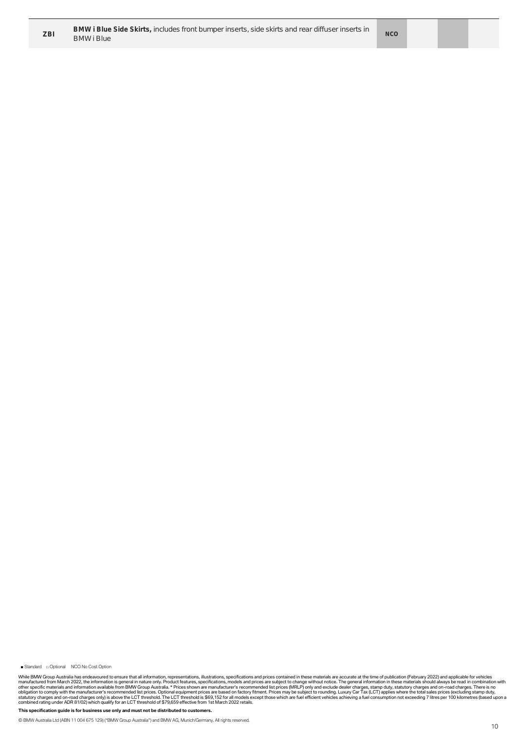| | | | | |
|---|---|---|---|---|
| ZBI | **BMW i Blue Side Skirts,** includes front bumper inserts, side skirts and rear diffuser inserts in BMW i Blue | NCO | | |

■ Standard □ Optional NCO No Cost Option

While BMW Group Australia has endeavoured to ensure that all information, representations, illustrations, specifications and prices contained in these materials are accurate at the time of publication (February 2022) and applicable for vehicles manufactured from March 2022, the information is general in nature only. Product features, specifications, models and prices are subject to change without notice. The general information in these materials should always be read in combination with other specific materials and information available from BMW Group Australia. * Prices shown are manufacturer's recommended list prices (MRLP) only and exclude dealer charges, stamp duty, statutory charges and on-road charges. There is no obligation to comply with the manufacturer's recommended list prices. Optional equipment prices are based on factory fitment. Prices may be subject to rounding. Luxury Car Tax (LCT) applies where the total sales prices (excluding stamp duty, statutory charges and on-road charges only) is above the LCT threshold. The LCT threshold is $69,152 for all models except those which are fuel efficient vehicles achieving a fuel consumption not exceeding 7 litres per 100 kilometres (based upon a combined rating under ADR 81/02) which qualify for an LCT threshold of $79,659 effective from 1st March 2022 retails.

**This specification guide is for business use only and must not be distributed to customers.**

© BMW Australia Ltd (ABN 11 004 675 129) ("BMW Group Australia") and BMW AG, Munich/Germany. All rights reserved.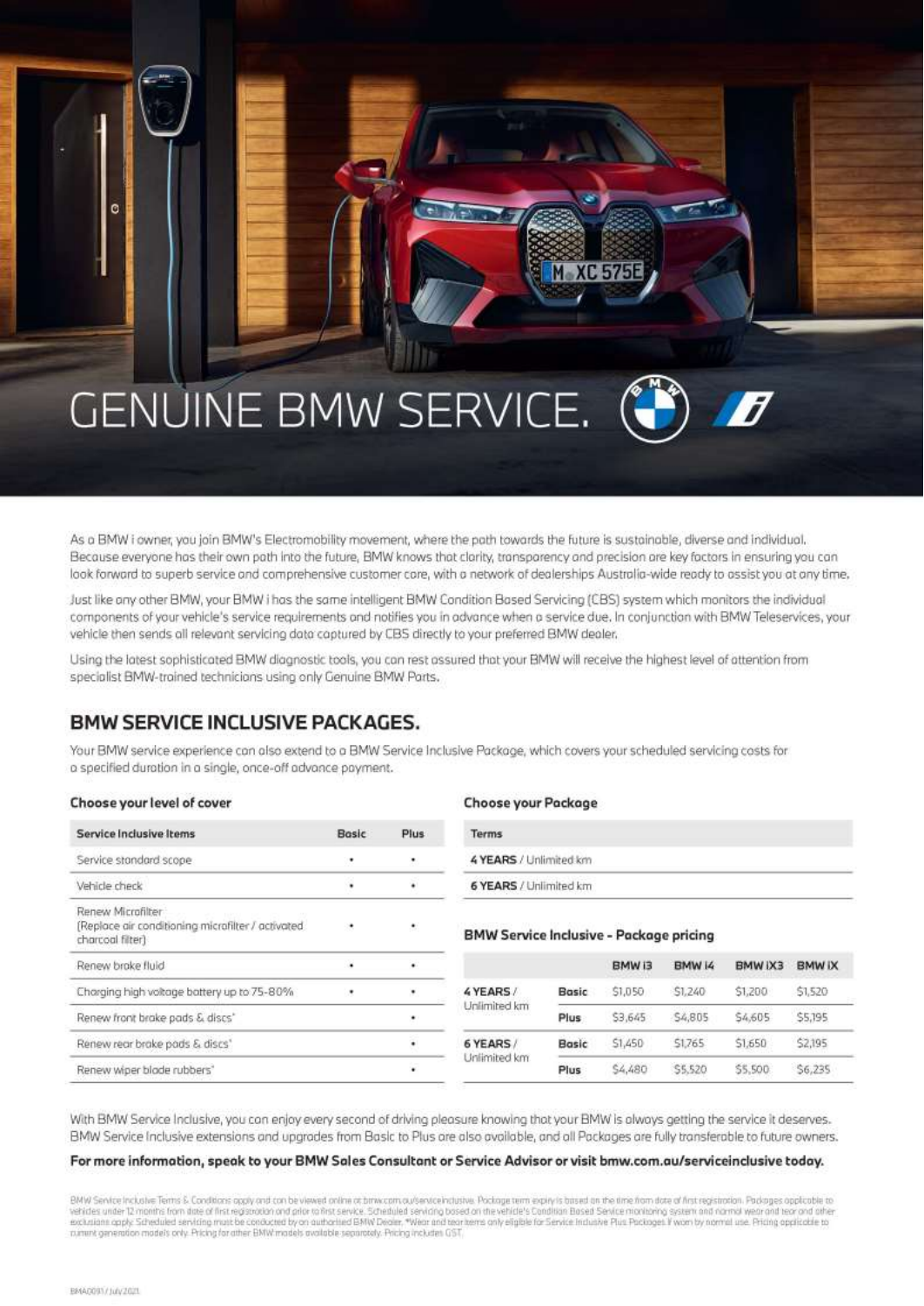# GENUINE BMW SERVICE.

As a BMW i owner, you join BMW's Electromobility movement, where the path towards the future is sustainable, diverse and individual. Because everyone has their own path into the future, BMW knows that clarity, transparency and precision are key factors in ensuring you can look forward to superb service and comprehensive customer care, with a network of dealerships Australia-wide ready to assist you at any time.

Just like any other BMW, your BMW i has the same intelligent BMW Condition Based Servicing (CBS) system which monitors the individual components of your vehicle's service requirements and notifies you in advance when a service due. In conjunction with BMW Teleservices, your vehicle then sends all relevant servicing data captured by CBS directly to your preferred BMW dealer.

Using the latest sophisticated BMW diagnostic tools, you can rest assured that your BMW will receive the highest level of attention from specialist BMW-trained technicians using only Genuine BMW Parts.

## BMW SERVICE INCLUSIVE PACKAGES.

Your BMW service experience can also extend to a BMW Service Inclusive Package, which covers your scheduled servicing costs for a specified duration in a single, once-off advance payment.

### Choose your level of cover

| Service Inclusive Items | Basic | Plus |
|---|---|---|
| Service standard scope | • | • |
| Vehicle check | • | • |
| Renew Microfilter (Replace air conditioning microfilter / activated charcoal filter) | • | • |
| Renew brake fluid | • | • |
| Charging high voltage battery up to 75-80% | • | • |
| Renew front brake pads & discs* | | • |
| Renew rear brake pads & discs* | | • |
| Renew wiper blade rubbers* | | • |

### Choose your Package

| Terms |
|---|
| **4 YEARS** / Unlimited km |
| **6 YEARS** / Unlimited km |

### BMW Service Inclusive - Package pricing

| | | BMW i3 | BMW i4 | BMW iX3 | BMW iX |
|---|---|---|---|---|---|
| **4 YEARS** / Unlimited km | **Basic** | $1,050 | $1,240 | $1,200 | $1,520 |
| | **Plus** | $3,645 | $4,805 | $4,605 | $5,195 |
| **6 YEARS** / Unlimited km | **Basic** | $1,450 | $1,765 | $1,650 | $2,195 |
| | **Plus** | $4,480 | $5,520 | $5,500 | $6,235 |

With BMW Service Inclusive, you can enjoy every second of driving pleasure knowing that your BMW is always getting the service it deserves. BMW Service Inclusive extensions and upgrades from Basic to Plus are also available, and all Packages are fully transferable to future owners.

**For more information, speak to your BMW Sales Consultant or Service Advisor or visit bmw.com.au/serviceinclusive today.**

BMW Service Inclusive Terms & Conditions apply and can be viewed online at bmw.com.au/serviceinclusive. Package term expiry is based on the time from date of first registration. Packages applicable to vehicles under 12 months from date of first registration and prior to first service. Scheduled servicing based on the vehicle's Condition Based Service monitoring system and normal wear and tear and other exclusions apply. Scheduled servicing must be conducted by an authorised BMW Dealer. *Wear and tear items only eligible for Service Inclusive Plus Packages if worn by normal use. Pricing applicable to current generation models only. Pricing for other BMW models available separately. Pricing includes GST.

BMA0091 / July 2021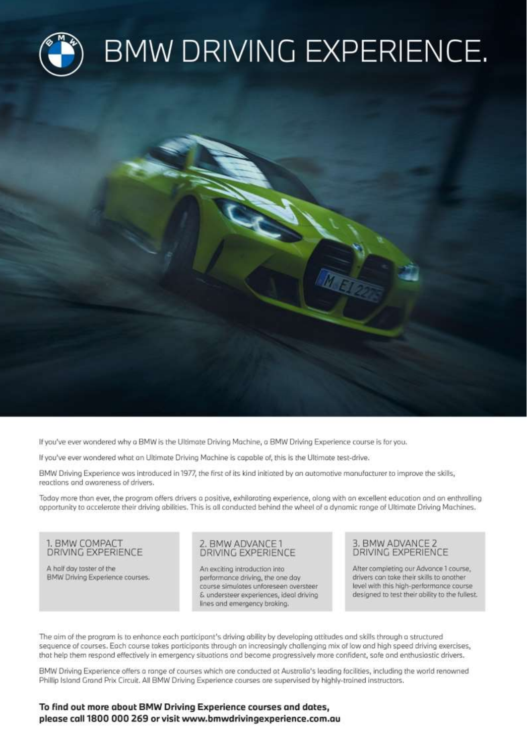# BMW DRIVING EXPERIENCE.

If you've ever wondered why a BMW is the Ultimate Driving Machine, a BMW Driving Experience course is for you.

If you've ever wondered what an Ultimate Driving Machine is capable of, this is the Ultimate test-drive.

BMW Driving Experience was introduced in 1977, the first of its kind initiated by an automotive manufacturer to improve the skills, reactions and awareness of drivers.

Today more than ever, the program offers drivers a positive, exhilarating experience, along with an excellent education and an enthralling opportunity to accelerate their driving abilities. This is all conducted behind the wheel of a dynamic range of Ultimate Driving Machines.

### 1. BMW COMPACT DRIVING EXPERIENCE

A half day taster of the BMW Driving Experience courses.

### 2. BMW ADVANCE 1 DRIVING EXPERIENCE

An exciting introduction into performance driving, the one day course simulates unforeseen oversteer & understeer experiences, ideal driving lines and emergency braking.

### 3. BMW ADVANCE 2 DRIVING EXPERIENCE

After completing our Advance 1 course, drivers can take their skills to another level with this high-performance course designed to test their ability to the fullest.

The aim of the program is to enhance each participant's driving ability by developing attitudes and skills through a structured sequence of courses. Each course takes participants through an increasingly challenging mix of low and high speed driving exercises, that help them respond effectively in emergency situations and become progressively more confident, safe and enthusiastic drivers.

BMW Driving Experience offers a range of courses which are conducted at Australia's leading facilities, including the world renowned Phillip Island Grand Prix Circuit. All BMW Driving Experience courses are supervised by highly-trained instructors.

**To find out more about BMW Driving Experience courses and dates, please call 1800 000 269 or visit www.bmwdrivingexperience.com.au**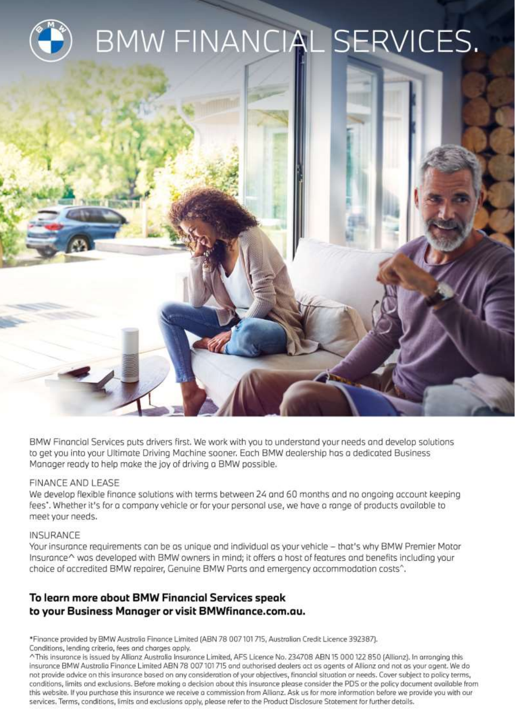# BMW FINANCIAL SERVICES.

BMW Financial Services puts drivers first. We work with you to understand your needs and develop solutions to get you into your Ultimate Driving Machine sooner. Each BMW dealership has a dedicated Business Manager ready to help make the joy of driving a BMW possible.

## FINANCE AND LEASE

We develop flexible finance solutions with terms between 24 and 60 months and no ongoing account keeping fees*. Whether it's for a company vehicle or for your personal use, we have a range of products available to meet your needs.

## INSURANCE

Your insurance requirements can be as unique and individual as your vehicle – that's why BMW Premier Motor Insurance^ was developed with BMW owners in mind; it offers a host of features and benefits including your choice of accredited BMW repairer, Genuine BMW Parts and emergency accommodation costs^.

**To learn more about BMW Financial Services speak to your Business Manager or visit BMWfinance.com.au.**

*Finance provided by BMW Australia Finance Limited (ABN 78 007 101 715, Australian Credit Licence 392387). Conditions, lending criteria, fees and charges apply.

^This insurance is issued by Allianz Australia Insurance Limited, AFS Licence No. 234708 ABN 15 000 122 850 (Allianz). In arranging this insurance BMW Australia Finance Limited ABN 78 007 101 715 and authorised dealers act as agents of Allianz and not as your agent. We do not provide advice on this insurance based on any consideration of your objectives, financial situation or needs. Cover subject to policy terms, conditions, limits and exclusions. Before making a decision about this insurance please consider the PDS or the policy document available from this website. If you purchase this insurance we receive a commission from Allianz. Ask us for more information before we provide you with our services. Terms, conditions, limits and exclusions apply, please refer to the Product Disclosure Statement for further details.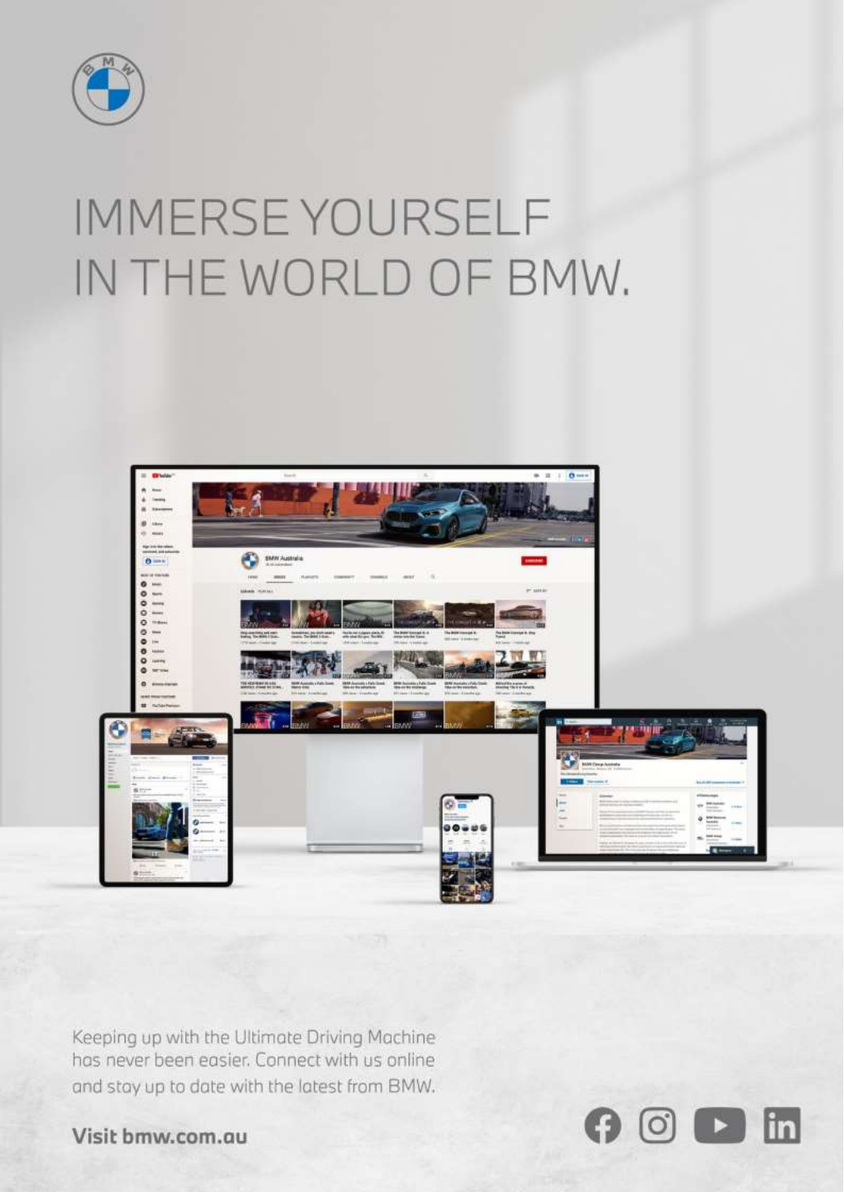# IMMERSE YOURSELF IN THE WORLD OF BMW.

Keeping up with the Ultimate Driving Machine has never been easier. Connect with us online and stay up to date with the latest from BMW.

**Visit bmw.com.au**